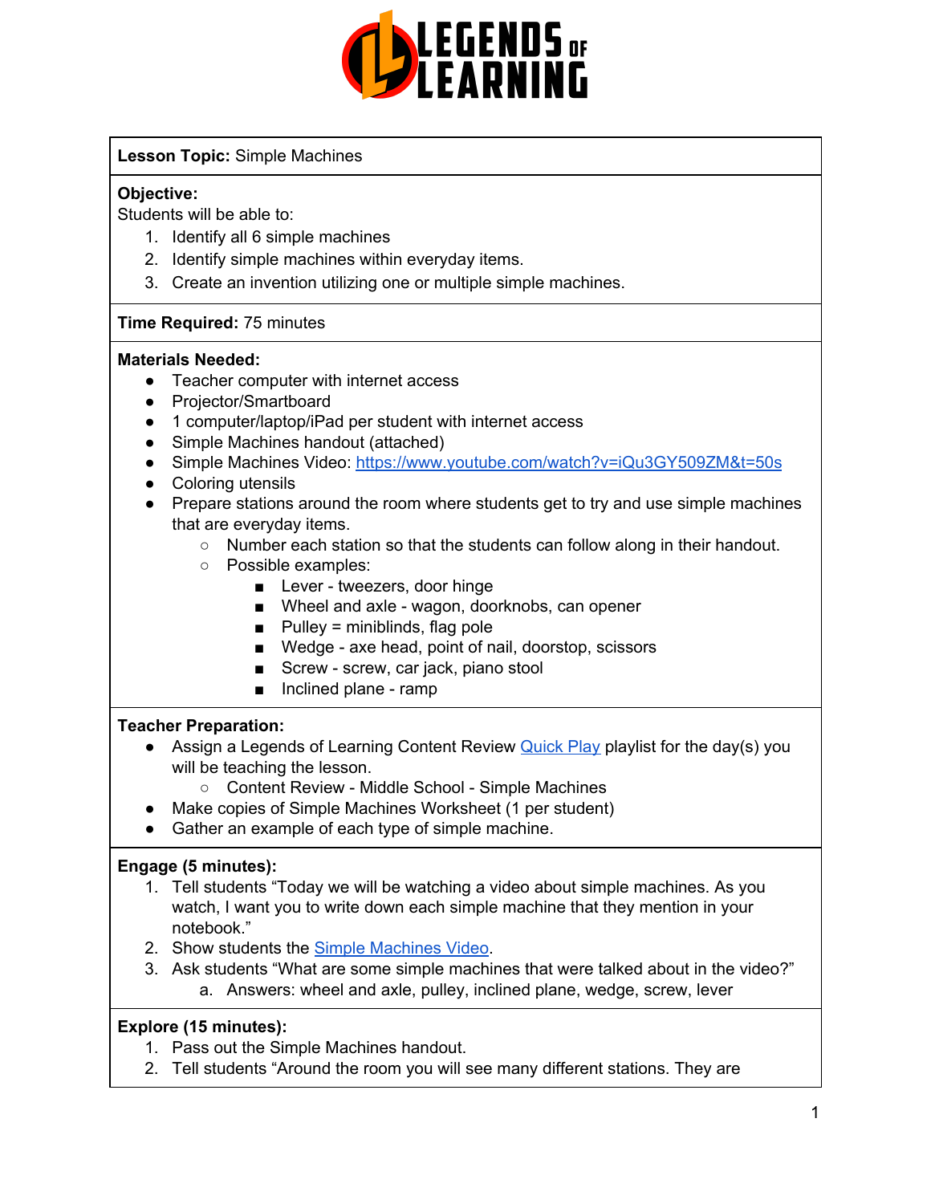**Lesson Topic:** Simple Machines

**Objective:**
Students will be able to:

1. Identify all 6 simple machines
2. Identify simple machines within everyday items.
3. Create an invention utilizing one or multiple simple machines.

**Time Required:** 75 minutes

**Materials Needed:**

- Teacher computer with internet access
- Projector/Smartboard
- 1 computer/laptop/iPad per student with internet access
- Simple Machines handout (attached)
- Simple Machines Video: [https://www.youtube.com/watch?v=iQu3GY509ZM&t=50s](https://www.youtube.com/watch?v=iQu3GY509ZM&t=50s)
- Coloring utensils
- Prepare stations around the room where students get to try and use simple machines that are everyday items.
    - Number each station so that the students can follow along in their handout.
    - Possible examples:
        - Lever - tweezers, door hinge
        - Wheel and axle - wagon, doorknobs, can opener
        - Pulley = miniblinds, flag pole
        - Wedge - axe head, point of nail, doorstop, scissors
        - Screw - screw, car jack, piano stool
        - Inclined plane - ramp

**Teacher Preparation:**

- Assign a Legends of Learning Content Review Quick Play playlist for the day(s) you will be teaching the lesson.
    - Content Review - Middle School - Simple Machines
- Make copies of Simple Machines Worksheet (1 per student)
- Gather an example of each type of simple machine.

**Engage (5 minutes):**

1. Tell students "Today we will be watching a video about simple machines. As you watch, I want you to write down each simple machine that they mention in your notebook."
2. Show students the Simple Machines Video.
3. Ask students "What are some simple machines that were talked about in the video?"
    a. Answers: wheel and axle, pulley, inclined plane, wedge, screw, lever

**Explore (15 minutes):**

1. Pass out the Simple Machines handout.
2. Tell students "Around the room you will see many different stations. They are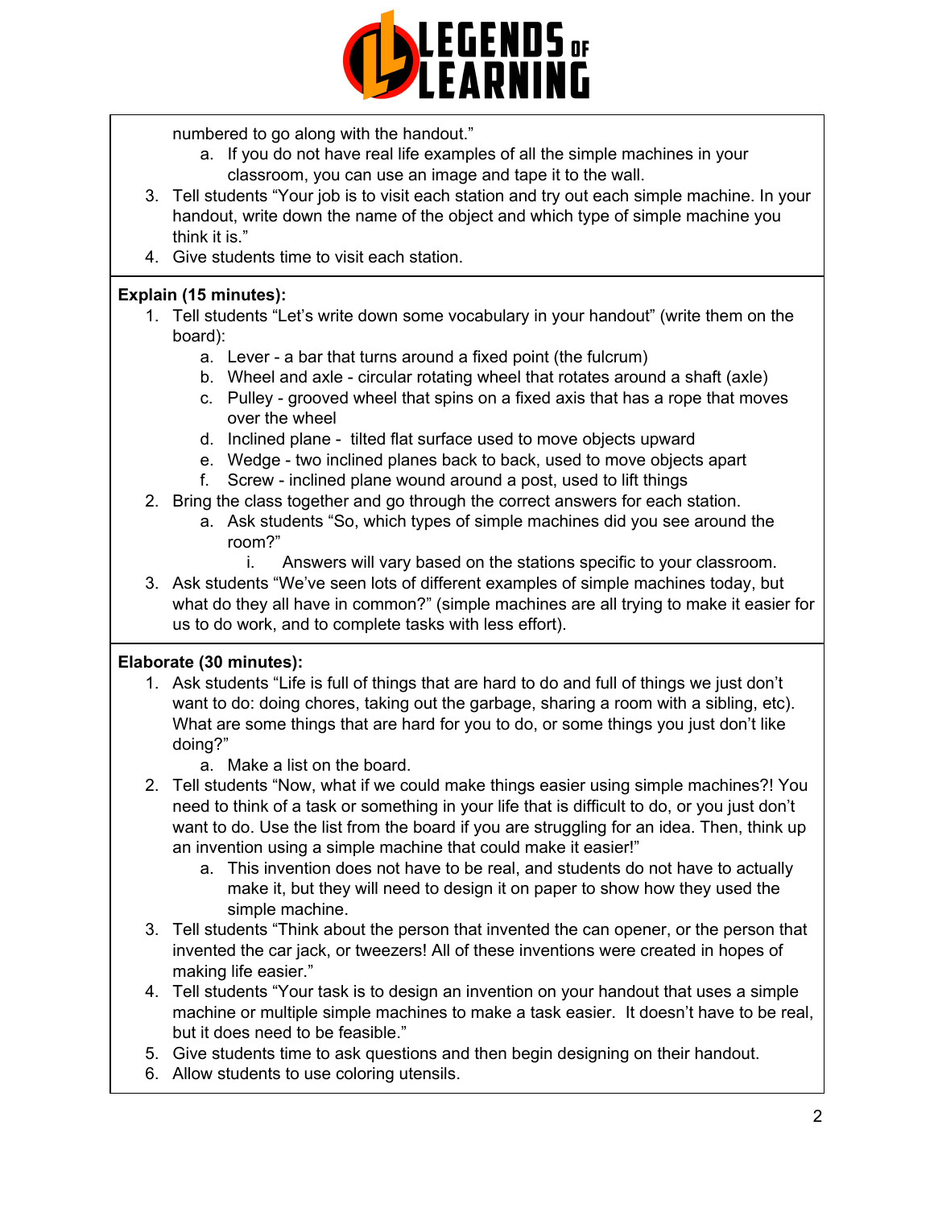numbered to go along with the handout."

   a. If you do not have real life examples of all the simple machines in your classroom, you can use an image and tape it to the wall.

3. Tell students "Your job is to visit each station and try out each simple machine. In your handout, write down the name of the object and which type of simple machine you think it is."
4. Give students time to visit each station.

**Explain (15 minutes):**

1. Tell students "Let's write down some vocabulary in your handout" (write them on the board):
   a. Lever - a bar that turns around a fixed point (the fulcrum)
   b. Wheel and axle - circular rotating wheel that rotates around a shaft (axle)
   c. Pulley - grooved wheel that spins on a fixed axis that has a rope that moves over the wheel
   d. Inclined plane - tilted flat surface used to move objects upward
   e. Wedge - two inclined planes back to back, used to move objects apart
   f. Screw - inclined plane wound around a post, used to lift things
2. Bring the class together and go through the correct answers for each station.
   a. Ask students "So, which types of simple machines did you see around the room?"
      i. Answers will vary based on the stations specific to your classroom.
3. Ask students "We've seen lots of different examples of simple machines today, but what do they all have in common?" (simple machines are all trying to make it easier for us to do work, and to complete tasks with less effort).

**Elaborate (30 minutes):**

1. Ask students "Life is full of things that are hard to do and full of things we just don't want to do: doing chores, taking out the garbage, sharing a room with a sibling, etc). What are some things that are hard for you to do, or some things you just don't like doing?"
   a. Make a list on the board.
2. Tell students "Now, what if we could make things easier using simple machines?! You need to think of a task or something in your life that is difficult to do, or you just don't want to do. Use the list from the board if you are struggling for an idea. Then, think up an invention using a simple machine that could make it easier!"
   a. This invention does not have to be real, and students do not have to actually make it, but they will need to design it on paper to show how they used the simple machine.
3. Tell students "Think about the person that invented the can opener, or the person that invented the car jack, or tweezers! All of these inventions were created in hopes of making life easier."
4. Tell students "Your task is to design an invention on your handout that uses a simple machine or multiple simple machines to make a task easier. It doesn't have to be real, but it does need to be feasible."
5. Give students time to ask questions and then begin designing on their handout.
6. Allow students to use coloring utensils.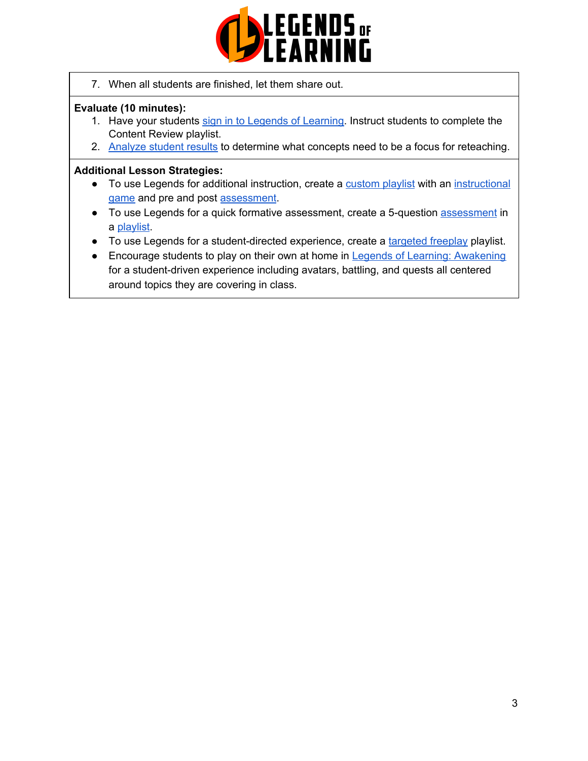7. When all students are finished, let them share out.

**Evaluate (10 minutes):**

1. Have your students sign in to Legends of Learning. Instruct students to complete the Content Review playlist.
2. Analyze student results to determine what concepts need to be a focus for reteaching.

**Additional Lesson Strategies:**

- To use Legends for additional instruction, create a custom playlist with an instructional game and pre and post assessment.
- To use Legends for a quick formative assessment, create a 5-question assessment in a playlist.
- To use Legends for a student-directed experience, create a targeted freeplay playlist.
- Encourage students to play on their own at home in Legends of Learning: Awakening for a student-driven experience including avatars, battling, and quests all centered around topics they are covering in class.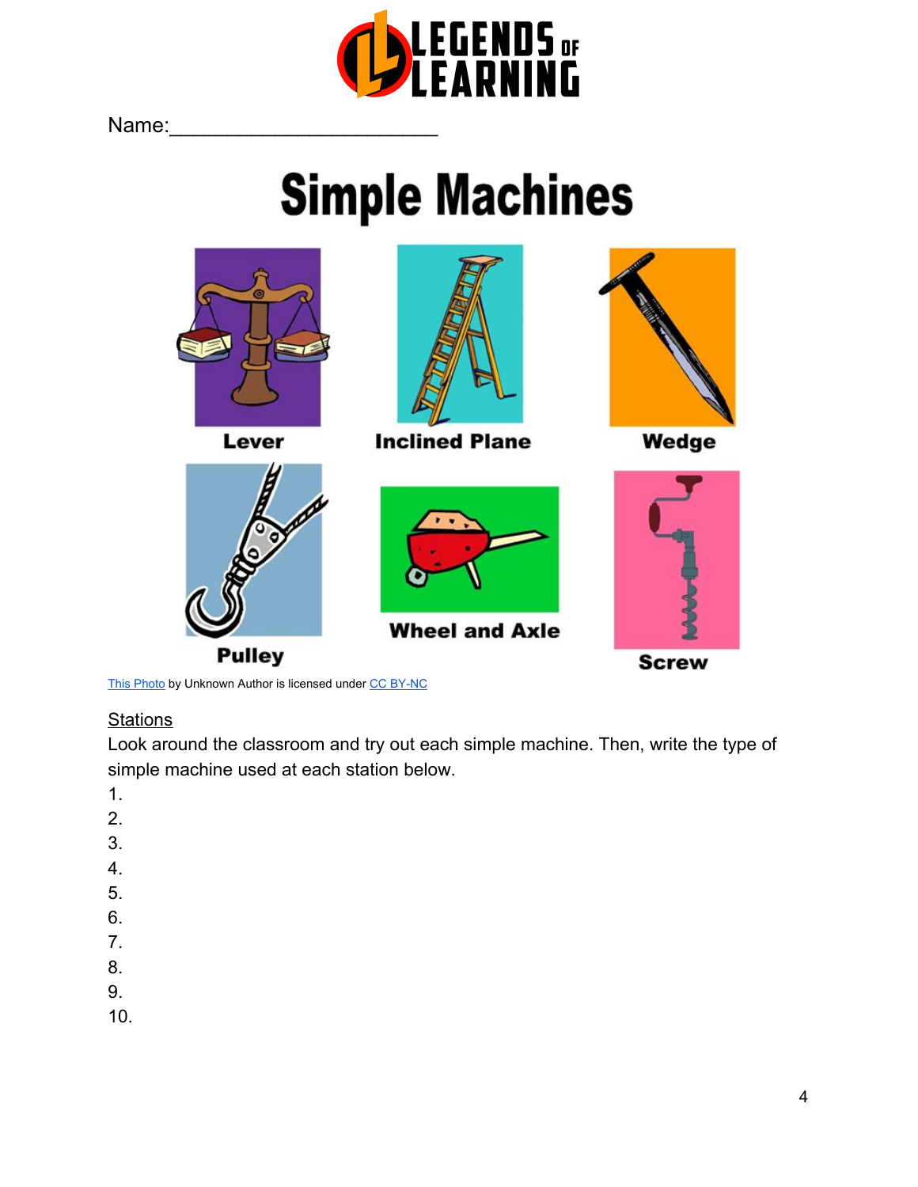Name:______________________

# Simple Machines

Lever

Inclined Plane

Wedge

Pulley

Wheel and Axle

Screw

This Photo by Unknown Author is licensed under CC BY-NC

Stations

Look around the classroom and try out each simple machine. Then, write the type of simple machine used at each station below.

1.
2.
3.
4.
5.
6.
7.
8.
9.
10.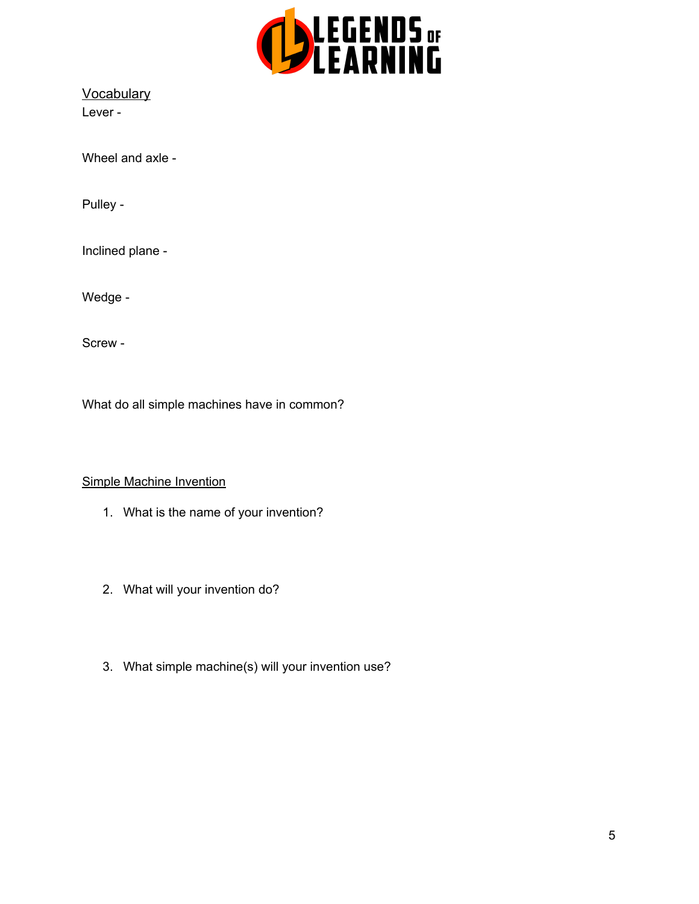## Vocabulary

Lever -

Wheel and axle -

Pulley -

Inclined plane -

Wedge -

Screw -

What do all simple machines have in common?

## Simple Machine Invention

1. What is the name of your invention?

2. What will your invention do?

3. What simple machine(s) will your invention use?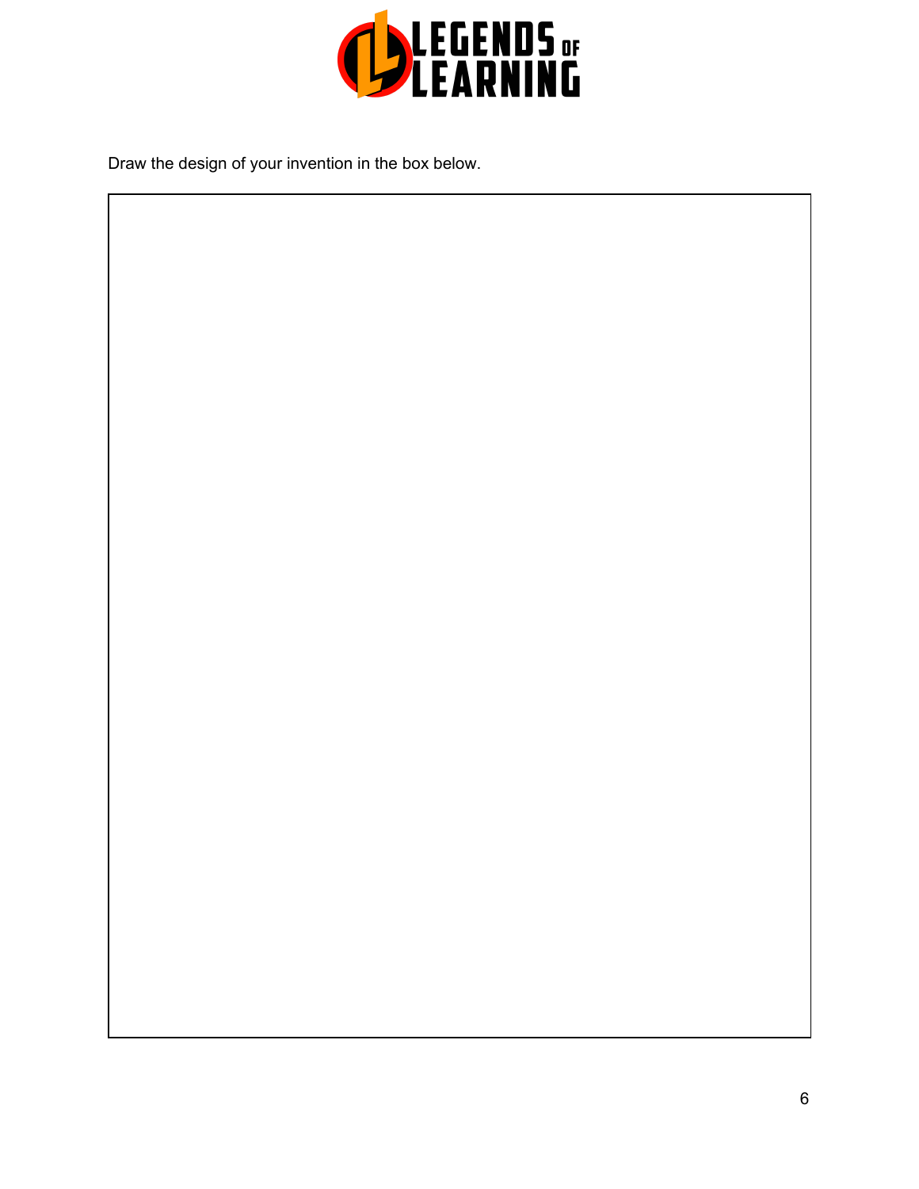Draw the design of your invention in the box below.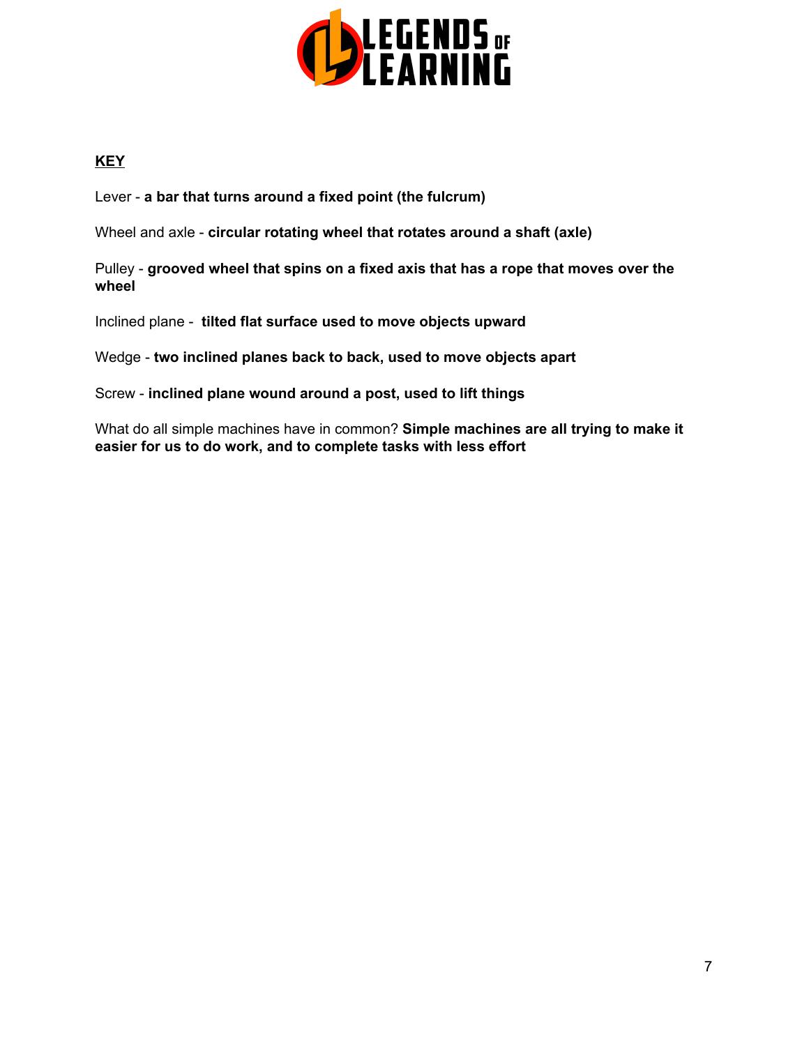**KEY**

Lever - **a bar that turns around a fixed point (the fulcrum)**

Wheel and axle - **circular rotating wheel that rotates around a shaft (axle)**

Pulley - **grooved wheel that spins on a fixed axis that has a rope that moves over the wheel**

Inclined plane - **tilted flat surface used to move objects upward**

Wedge - **two inclined planes back to back, used to move objects apart**

Screw - **inclined plane wound around a post, used to lift things**

What do all simple machines have in common? **Simple machines are all trying to make it easier for us to do work, and to complete tasks with less effort**